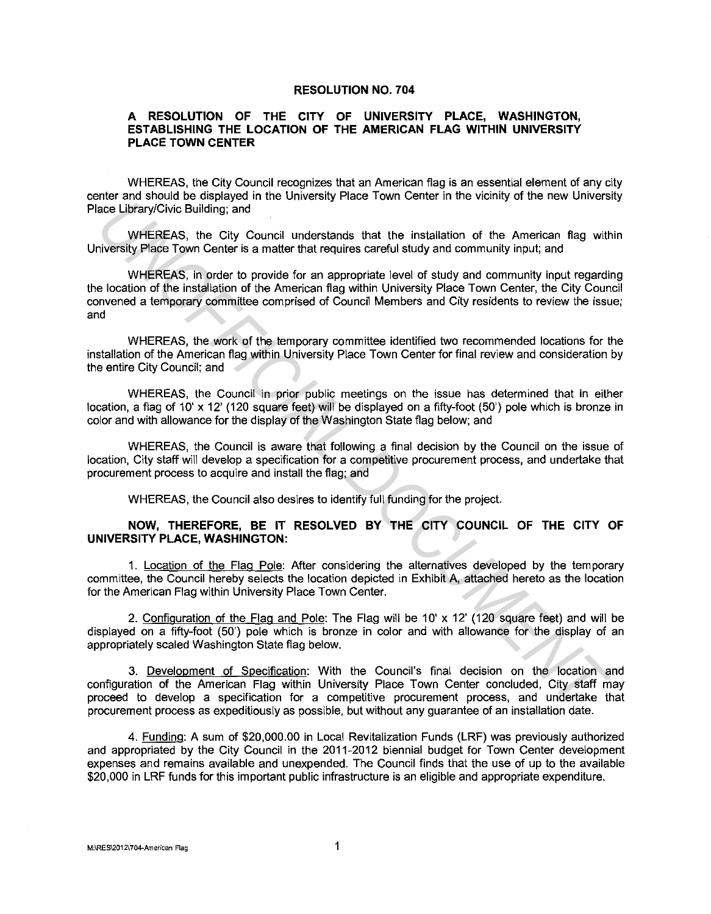# RESOLUTION NO. 704

## A RESOLUTION OF THE CITY OF UNIVERSITY PLACE, WASHINGTON, ESTABLISHING THE LOCATION OF THE AMERICAN FLAG WITHIN UNIVERSITY PLACE TOWN CENTER

WHEREAS, the City Council recognizes that an American flag is an essential element of any city center and should be displayed in the University Place Town Center in the vicinity of the new University Place Library/Civic Building; and

WHEREAS, the City Council understands that the installation of the American flag within University Place Town Center is a matter that requires careful study and community input; and

WHEREAS, in order to provide for an appropriate level of study and community input regarding the location of the installation of the American flag within University Place Town Center, the City Council convened a temporary committee comprised of Council Members and City residents to review the issue; and

WHEREAS, the work of the temporary committee identified two recommended locations for the installation of the American flag within University Place Town Center for final review and consideration by the entire City Council; and

WHEREAS, the Council in prior public meetings on the issue has determined that in either location, a flag of 10' x 12' (120 square feet) will be displayed on a fifty-foot (50') pole which is bronze in color and with allowance for the display of the Washington State flag below; and

WHEREAS, the Council is aware that following a final decision by the Council on the issue of location, City staff will develop a specification for a competitive procurement process, and undertake that procurement process to acquire and install the flag; and

WHEREAS, the Council also desires to identify full funding for the project.

**NOW, THEREFORE, BE IT RESOLVED BY THE CITY COUNCIL OF THE CITY OF UNIVERSITY PLACE, WASHINGTON:**

1. Location of the Flag Pole: After considering the alternatives developed by the temporary committee, the Council hereby selects the location depicted in Exhibit A, attached hereto as the location for the American Flag within University Place Town Center.

2. Configuration of the Flag and Pole: The Flag will be 10' x 12' (120 square feet) and will be displayed on a fifty-foot (50') pole which is bronze in color and with allowance for the display of an appropriately scaled Washington State flag below.

3. Development of Specification: With the Council's final decision on the location and configuration of the American Flag within University Place Town Center concluded, City staff may proceed to develop a specification for a competitive procurement process, and undertake that procurement process as expeditiously as possible, but without any guarantee of an installation date.

4. Funding: A sum of $20,000.00 in Local Revitalization Funds (LRF) was previously authorized and appropriated by the City Council in the 2011-2012 biennial budget for Town Center development expenses and remains available and unexpended. The Council finds that the use of up to the available $20,000 in LRF funds for this important public infrastructure is an eligible and appropriate expenditure.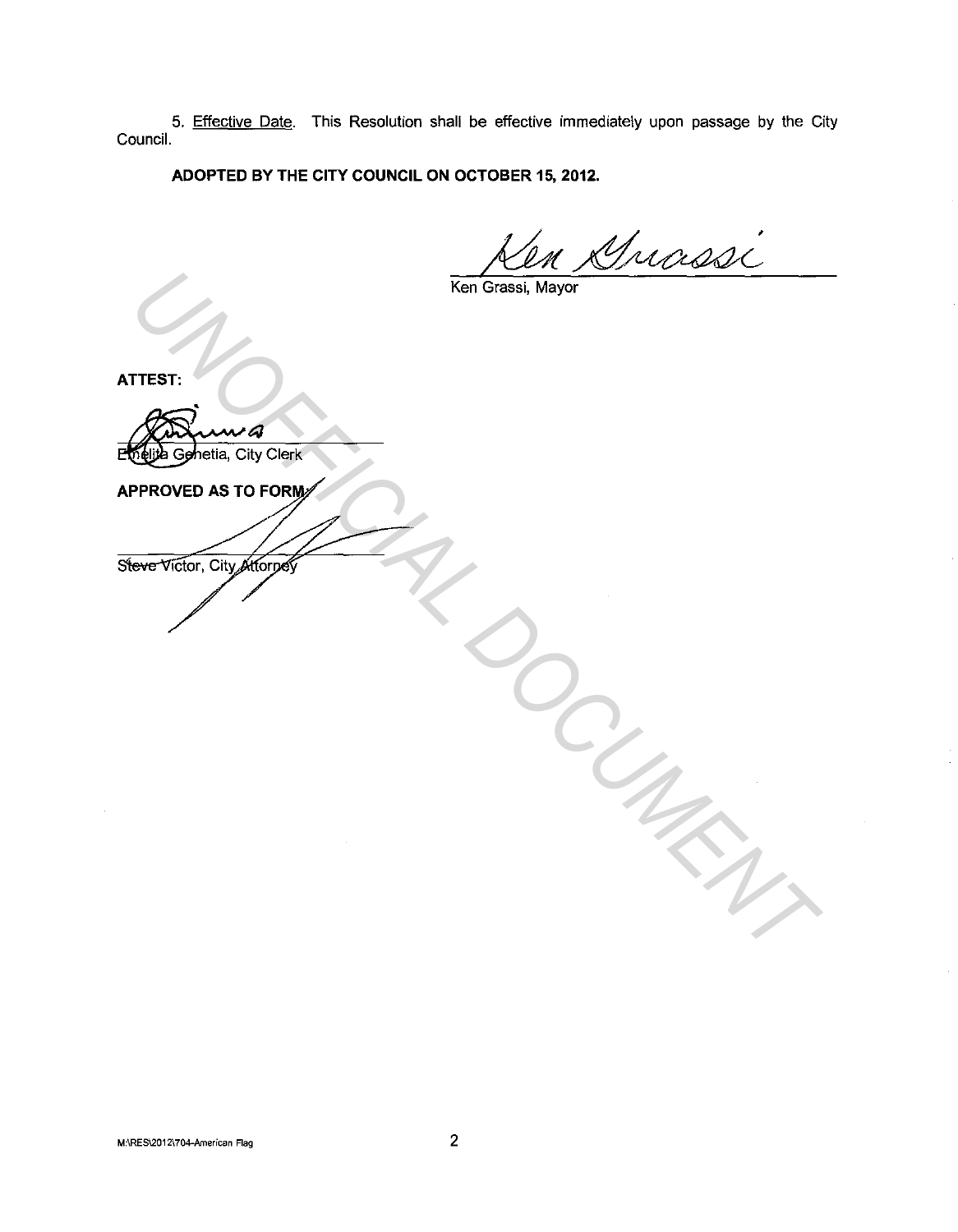5. Effective Date. This Resolution shall be effective immediately upon passage by the City Council.

**ADOPTED BY THE CITY COUNCIL ON OCTOBER 15, 2012.**

Ken Grassi

Ken Grassi, Mayor

**ATTEST:**

Emelita Genetia, City Clerk

**APPROVED AS TO FORM:**

Steve Victor, City Attorney

M:\RES\2012\704-American Flag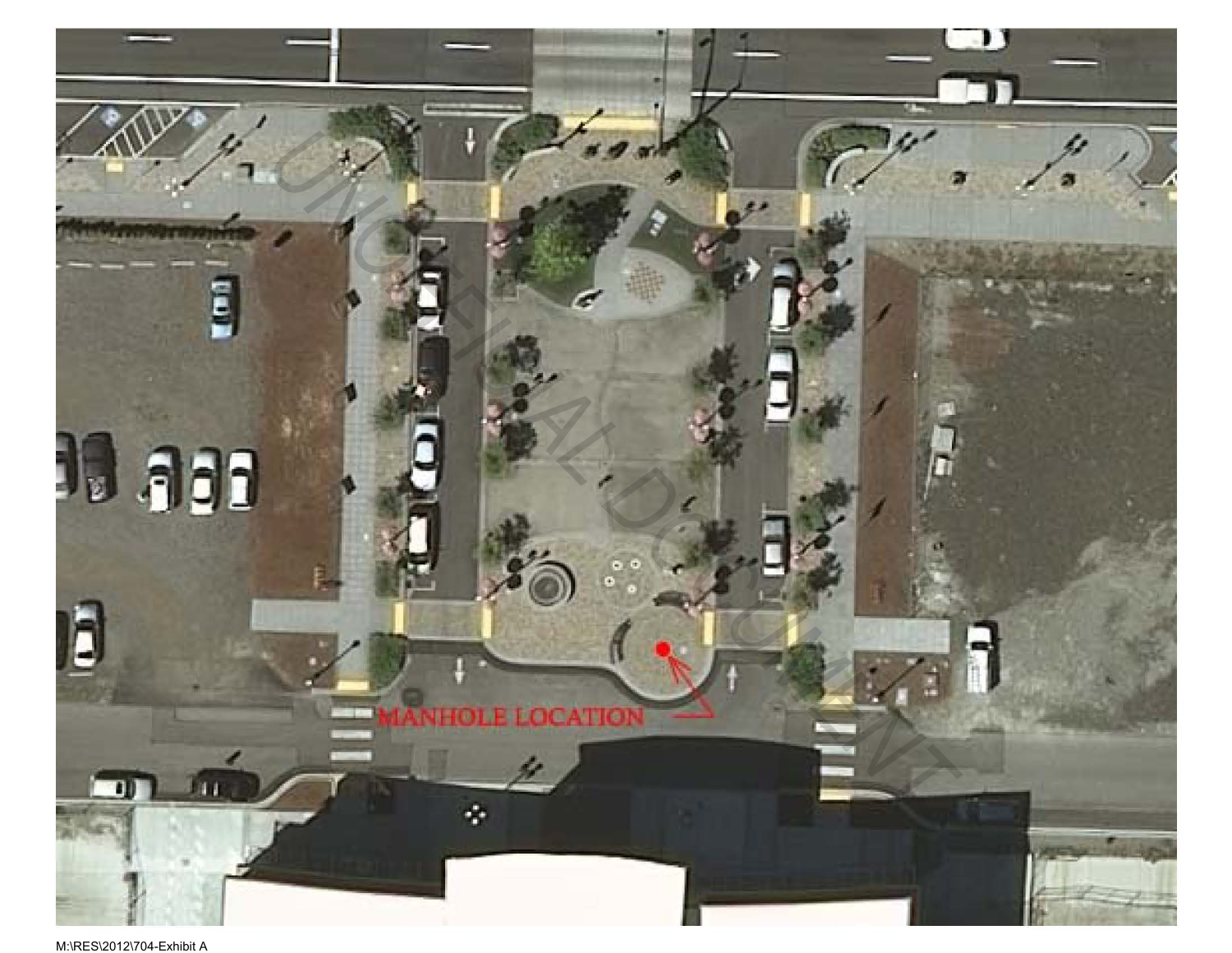MANHOLE LOCATION

M:\RES\2012\704-Exhibit A